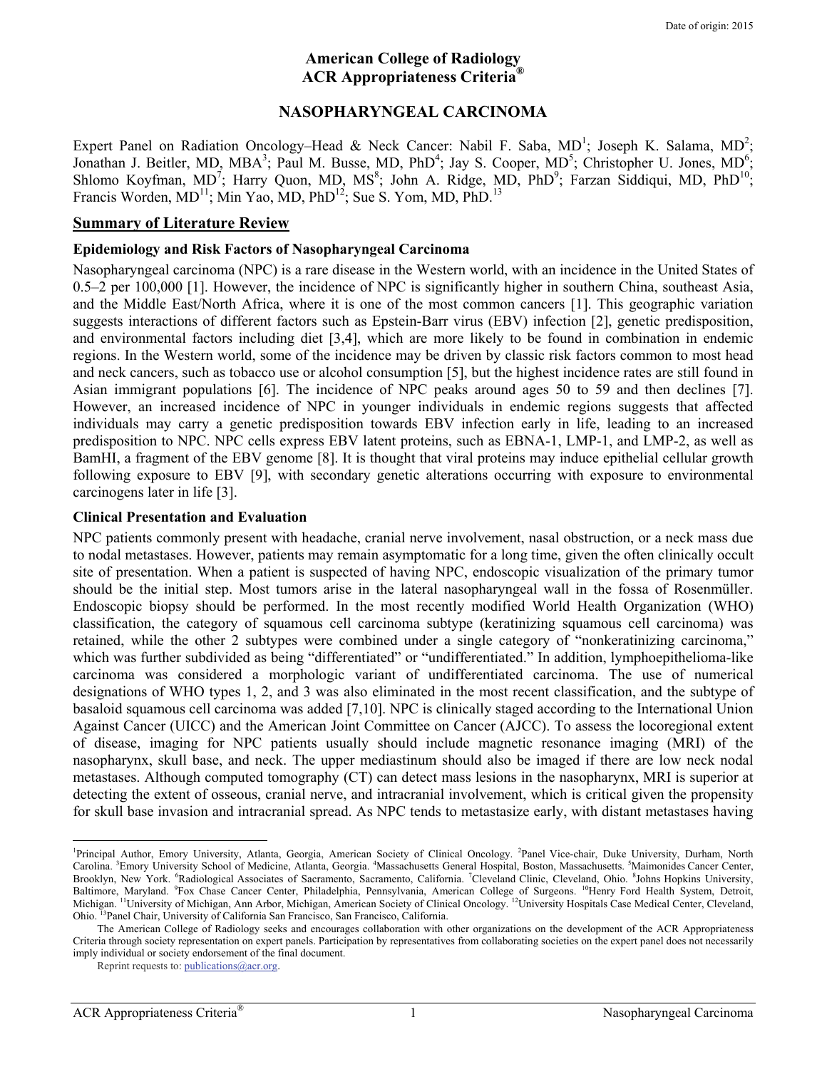Date of origin: 2015

# American College of Radiology
# ACR Appropriateness Criteria®

## NASOPHARYNGEAL CARCINOMA

Expert Panel on Radiation Oncology–Head & Neck Cancer: Nabil F. Saba, MD[1]; Joseph K. Salama, MD[2]; Jonathan J. Beitler, MD, MBA[3]; Paul M. Busse, MD, PhD[4]; Jay S. Cooper, MD[5]; Christopher U. Jones, MD[6]; Shlomo Koyfman, MD[7]; Harry Quon, MD, MS[8]; John A. Ridge, MD, PhD[9]; Farzan Siddiqui, MD, PhD[10]; Francis Worden, MD[11]; Min Yao, MD, PhD[12]; Sue S. Yom, MD, PhD.[13]

## Summary of Literature Review

### Epidemiology and Risk Factors of Nasopharyngeal Carcinoma

Nasopharyngeal carcinoma (NPC) is a rare disease in the Western world, with an incidence in the United States of 0.5–2 per 100,000 [1]. However, the incidence of NPC is significantly higher in southern China, southeast Asia, and the Middle East/North Africa, where it is one of the most common cancers [1]. This geographic variation suggests interactions of different factors such as Epstein-Barr virus (EBV) infection [2], genetic predisposition, and environmental factors including diet [3,4], which are more likely to be found in combination in endemic regions. In the Western world, some of the incidence may be driven by classic risk factors common to most head and neck cancers, such as tobacco use or alcohol consumption [5], but the highest incidence rates are still found in Asian immigrant populations [6]. The incidence of NPC peaks around ages 50 to 59 and then declines [7]. However, an increased incidence of NPC in younger individuals in endemic regions suggests that affected individuals may carry a genetic predisposition towards EBV infection early in life, leading to an increased predisposition to NPC. NPC cells express EBV latent proteins, such as EBNA-1, LMP-1, and LMP-2, as well as BamHI, a fragment of the EBV genome [8]. It is thought that viral proteins may induce epithelial cellular growth following exposure to EBV [9], with secondary genetic alterations occurring with exposure to environmental carcinogens later in life [3].

### Clinical Presentation and Evaluation

NPC patients commonly present with headache, cranial nerve involvement, nasal obstruction, or a neck mass due to nodal metastases. However, patients may remain asymptomatic for a long time, given the often clinically occult site of presentation. When a patient is suspected of having NPC, endoscopic visualization of the primary tumor should be the initial step. Most tumors arise in the lateral nasopharyngeal wall in the fossa of Rosenmüller. Endoscopic biopsy should be performed. In the most recently modified World Health Organization (WHO) classification, the category of squamous cell carcinoma subtype (keratinizing squamous cell carcinoma) was retained, while the other 2 subtypes were combined under a single category of "nonkeratinizing carcinoma," which was further subdivided as being "differentiated" or "undifferentiated." In addition, lymphoepithelioma-like carcinoma was considered a morphologic variant of undifferentiated carcinoma. The use of numerical designations of WHO types 1, 2, and 3 was also eliminated in the most recent classification, and the subtype of basaloid squamous cell carcinoma was added [7,10]. NPC is clinically staged according to the International Union Against Cancer (UICC) and the American Joint Committee on Cancer (AJCC). To assess the locoregional extent of disease, imaging for NPC patients usually should include magnetic resonance imaging (MRI) of the nasopharynx, skull base, and neck. The upper mediastinum should also be imaged if there are low neck nodal metastases. Although computed tomography (CT) can detect mass lesions in the nasopharynx, MRI is superior at detecting the extent of osseous, cranial nerve, and intracranial involvement, which is critical given the propensity for skull base invasion and intracranial spread. As NPC tends to metastasize early, with distant metastases having

---

[1]Principal Author, Emory University, Atlanta, Georgia, American Society of Clinical Oncology. [2]Panel Vice-chair, Duke University, Durham, North Carolina. [3]Emory University School of Medicine, Atlanta, Georgia. [4]Massachusetts General Hospital, Boston, Massachusetts. [5]Maimonides Cancer Center, Brooklyn, New York. [6]Radiological Associates of Sacramento, Sacramento, California. [7]Cleveland Clinic, Cleveland, Ohio. [8]Johns Hopkins University, Baltimore, Maryland. [9]Fox Chase Cancer Center, Philadelphia, Pennsylvania, American College of Surgeons. [10]Henry Ford Health System, Detroit, Michigan. [11]University of Michigan, Ann Arbor, Michigan, American Society of Clinical Oncology. [12]University Hospitals Case Medical Center, Cleveland, Ohio. [13]Panel Chair, University of California San Francisco, San Francisco, California.

The American College of Radiology seeks and encourages collaboration with other organizations on the development of the ACR Appropriateness Criteria through society representation on expert panels. Participation by representatives from collaborating societies on the expert panel does not necessarily imply individual or society endorsement of the final document.

Reprint requests to: publications@acr.org.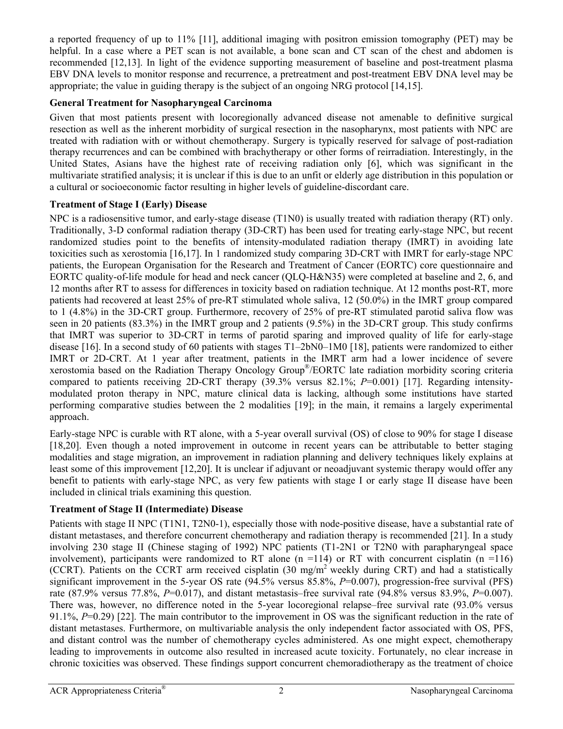a reported frequency of up to 11% [11], additional imaging with positron emission tomography (PET) may be helpful. In a case where a PET scan is not available, a bone scan and CT scan of the chest and abdomen is recommended [12,13]. In light of the evidence supporting measurement of baseline and post-treatment plasma EBV DNA levels to monitor response and recurrence, a pretreatment and post-treatment EBV DNA level may be appropriate; the value in guiding therapy is the subject of an ongoing NRG protocol [14,15].

**General Treatment for Nasopharyngeal Carcinoma**

Given that most patients present with locoregionally advanced disease not amenable to definitive surgical resection as well as the inherent morbidity of surgical resection in the nasopharynx, most patients with NPC are treated with radiation with or without chemotherapy. Surgery is typically reserved for salvage of post-radiation therapy recurrences and can be combined with brachytherapy or other forms of reirradiation. Interestingly, in the United States, Asians have the highest rate of receiving radiation only [6], which was significant in the multivariate stratified analysis; it is unclear if this is due to an unfit or elderly age distribution in this population or a cultural or socioeconomic factor resulting in higher levels of guideline-discordant care.

**Treatment of Stage I (Early) Disease**

NPC is a radiosensitive tumor, and early-stage disease (T1N0) is usually treated with radiation therapy (RT) only. Traditionally, 3-D conformal radiation therapy (3D-CRT) has been used for treating early-stage NPC, but recent randomized studies point to the benefits of intensity-modulated radiation therapy (IMRT) in avoiding late toxicities such as xerostomia [16,17]. In 1 randomized study comparing 3D-CRT with IMRT for early-stage NPC patients, the European Organisation for the Research and Treatment of Cancer (EORTC) core questionnaire and EORTC quality-of-life module for head and neck cancer (QLQ-H&N35) were completed at baseline and 2, 6, and 12 months after RT to assess for differences in toxicity based on radiation technique. At 12 months post-RT, more patients had recovered at least 25% of pre-RT stimulated whole saliva, 12 (50.0%) in the IMRT group compared to 1 (4.8%) in the 3D-CRT group. Furthermore, recovery of 25% of pre-RT stimulated parotid saliva flow was seen in 20 patients (83.3%) in the IMRT group and 2 patients (9.5%) in the 3D-CRT group. This study confirms that IMRT was superior to 3D-CRT in terms of parotid sparing and improved quality of life for early-stage disease [16]. In a second study of 60 patients with stages T1–2bN0–1M0 [18], patients were randomized to either IMRT or 2D-CRT. At 1 year after treatment, patients in the IMRT arm had a lower incidence of severe xerostomia based on the Radiation Therapy Oncology Group®/EORTC late radiation morbidity scoring criteria compared to patients receiving 2D-CRT therapy (39.3% versus 82.1%; *P*=0.001) [17]. Regarding intensity-modulated proton therapy in NPC, mature clinical data is lacking, although some institutions have started performing comparative studies between the 2 modalities [19]; in the main, it remains a largely experimental approach.

Early-stage NPC is curable with RT alone, with a 5-year overall survival (OS) of close to 90% for stage I disease [18,20]. Even though a noted improvement in outcome in recent years can be attributable to better staging modalities and stage migration, an improvement in radiation planning and delivery techniques likely explains at least some of this improvement [12,20]. It is unclear if adjuvant or neoadjuvant systemic therapy would offer any benefit to patients with early-stage NPC, as very few patients with stage I or early stage II disease have been included in clinical trials examining this question.

**Treatment of Stage II (Intermediate) Disease**

Patients with stage II NPC (T1N1, T2N0-1), especially those with node-positive disease, have a substantial rate of distant metastases, and therefore concurrent chemotherapy and radiation therapy is recommended [21]. In a study involving 230 stage II (Chinese staging of 1992) NPC patients (T1-2N1 or T2N0 with parapharyngeal space involvement), participants were randomized to RT alone (n =114) or RT with concurrent cisplatin (n =116) (CCRT). Patients on the CCRT arm received cisplatin (30 mg/m$^2$ weekly during CRT) and had a statistically significant improvement in the 5-year OS rate (94.5% versus 85.8%, *P*=0.007), progression-free survival (PFS) rate (87.9% versus 77.8%, *P*=0.017), and distant metastasis–free survival rate (94.8% versus 83.9%, *P*=0.007). There was, however, no difference noted in the 5-year locoregional relapse–free survival rate (93.0% versus 91.1%, *P*=0.29) [22]. The main contributor to the improvement in OS was the significant reduction in the rate of distant metastases. Furthermore, on multivariable analysis the only independent factor associated with OS, PFS, and distant control was the number of chemotherapy cycles administered. As one might expect, chemotherapy leading to improvements in outcome also resulted in increased acute toxicity. Fortunately, no clear increase in chronic toxicities was observed. These findings support concurrent chemoradiotherapy as the treatment of choice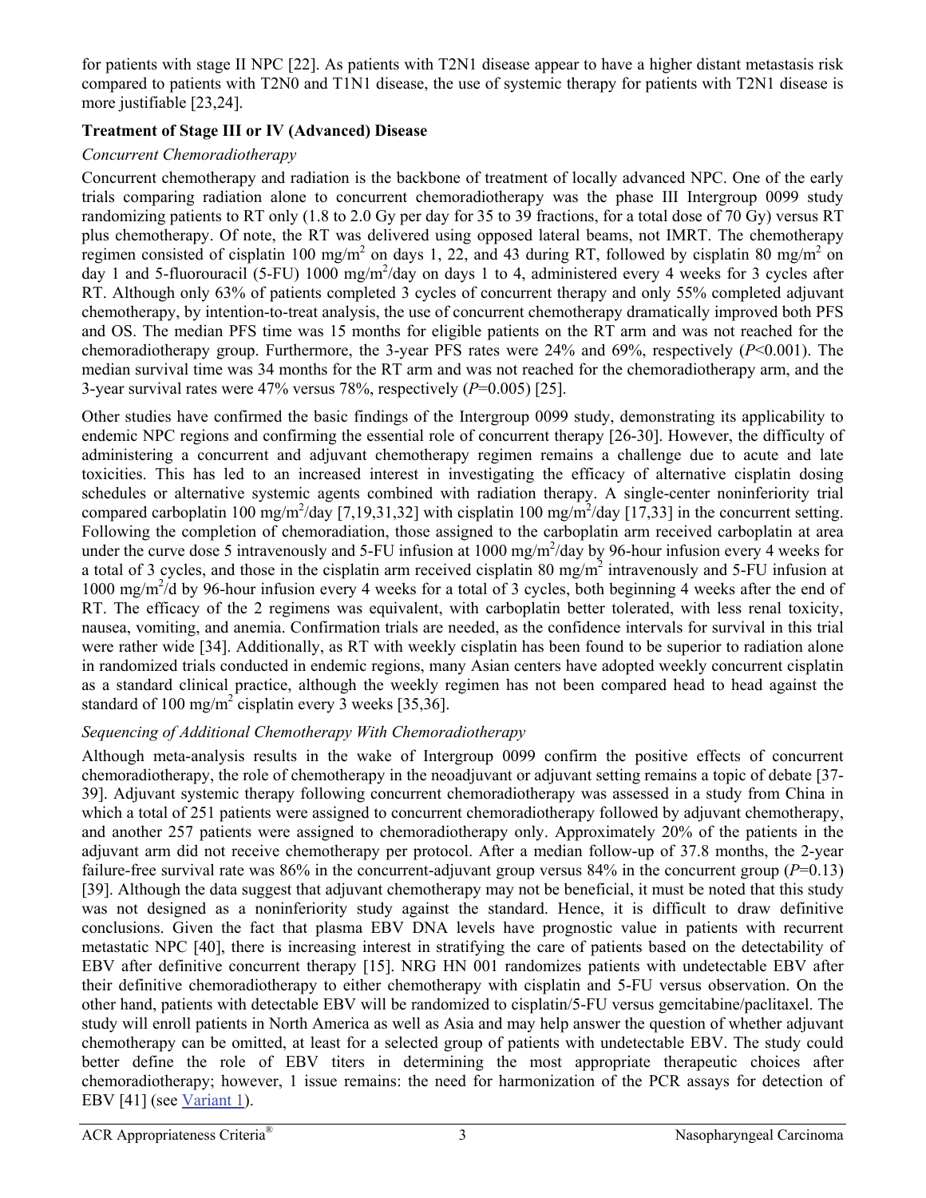for patients with stage II NPC [22]. As patients with T2N1 disease appear to have a higher distant metastasis risk compared to patients with T2N0 and T1N1 disease, the use of systemic therapy for patients with T2N1 disease is more justifiable [23,24].

**Treatment of Stage III or IV (Advanced) Disease**

*Concurrent Chemoradiotherapy*

Concurrent chemotherapy and radiation is the backbone of treatment of locally advanced NPC. One of the early trials comparing radiation alone to concurrent chemoradiotherapy was the phase III Intergroup 0099 study randomizing patients to RT only (1.8 to 2.0 Gy per day for 35 to 39 fractions, for a total dose of 70 Gy) versus RT plus chemotherapy. Of note, the RT was delivered using opposed lateral beams, not IMRT. The chemotherapy regimen consisted of cisplatin 100 mg/m$^2$ on days 1, 22, and 43 during RT, followed by cisplatin 80 mg/m$^2$ on day 1 and 5-fluorouracil (5-FU) 1000 mg/m$^2$/day on days 1 to 4, administered every 4 weeks for 3 cycles after RT. Although only 63% of patients completed 3 cycles of concurrent therapy and only 55% completed adjuvant chemotherapy, by intention-to-treat analysis, the use of concurrent chemotherapy dramatically improved both PFS and OS. The median PFS time was 15 months for eligible patients on the RT arm and was not reached for the chemoradiotherapy group. Furthermore, the 3-year PFS rates were 24% and 69%, respectively ($P<0.001$). The median survival time was 34 months for the RT arm and was not reached for the chemoradiotherapy arm, and the 3-year survival rates were 47% versus 78%, respectively ($P=0.005$) [25].

Other studies have confirmed the basic findings of the Intergroup 0099 study, demonstrating its applicability to endemic NPC regions and confirming the essential role of concurrent therapy [26-30]. However, the difficulty of administering a concurrent and adjuvant chemotherapy regimen remains a challenge due to acute and late toxicities. This has led to an increased interest in investigating the efficacy of alternative cisplatin dosing schedules or alternative systemic agents combined with radiation therapy. A single-center noninferiority trial compared carboplatin 100 mg/m$^2$/day [7,19,31,32] with cisplatin 100 mg/m$^2$/day [17,33] in the concurrent setting. Following the completion of chemoradiation, those assigned to the carboplatin arm received carboplatin at area under the curve dose 5 intravenously and 5-FU infusion at 1000 mg/m$^2$/day by 96-hour infusion every 4 weeks for a total of 3 cycles, and those in the cisplatin arm received cisplatin 80 mg/m$^2$ intravenously and 5-FU infusion at 1000 mg/m$^2$/d by 96-hour infusion every 4 weeks for a total of 3 cycles, both beginning 4 weeks after the end of RT. The efficacy of the 2 regimens was equivalent, with carboplatin better tolerated, with less renal toxicity, nausea, vomiting, and anemia. Confirmation trials are needed, as the confidence intervals for survival in this trial were rather wide [34]. Additionally, as RT with weekly cisplatin has been found to be superior to radiation alone in randomized trials conducted in endemic regions, many Asian centers have adopted weekly concurrent cisplatin as a standard clinical practice, although the weekly regimen has not been compared head to head against the standard of 100 mg/m$^2$ cisplatin every 3 weeks [35,36].

*Sequencing of Additional Chemotherapy With Chemoradiotherapy*

Although meta-analysis results in the wake of Intergroup 0099 confirm the positive effects of concurrent chemoradiotherapy, the role of chemotherapy in the neoadjuvant or adjuvant setting remains a topic of debate [37-39]. Adjuvant systemic therapy following concurrent chemoradiotherapy was assessed in a study from China in which a total of 251 patients were assigned to concurrent chemoradiotherapy followed by adjuvant chemotherapy, and another 257 patients were assigned to chemoradiotherapy only. Approximately 20% of the patients in the adjuvant arm did not receive chemotherapy per protocol. After a median follow-up of 37.8 months, the 2-year failure-free survival rate was 86% in the concurrent-adjuvant group versus 84% in the concurrent group ($P=0.13$) [39]. Although the data suggest that adjuvant chemotherapy may not be beneficial, it must be noted that this study was not designed as a noninferiority study against the standard. Hence, it is difficult to draw definitive conclusions. Given the fact that plasma EBV DNA levels have prognostic value in patients with recurrent metastatic NPC [40], there is increasing interest in stratifying the care of patients based on the detectability of EBV after definitive concurrent therapy [15]. NRG HN 001 randomizes patients with undetectable EBV after their definitive chemoradiotherapy to either chemotherapy with cisplatin and 5-FU versus observation. On the other hand, patients with detectable EBV will be randomized to cisplatin/5-FU versus gemcitabine/paclitaxel. The study will enroll patients in North America as well as Asia and may help answer the question of whether adjuvant chemotherapy can be omitted, at least for a selected group of patients with undetectable EBV. The study could better define the role of EBV titers in determining the most appropriate therapeutic choices after chemoradiotherapy; however, 1 issue remains: the need for harmonization of the PCR assays for detection of EBV [41] (see Variant 1).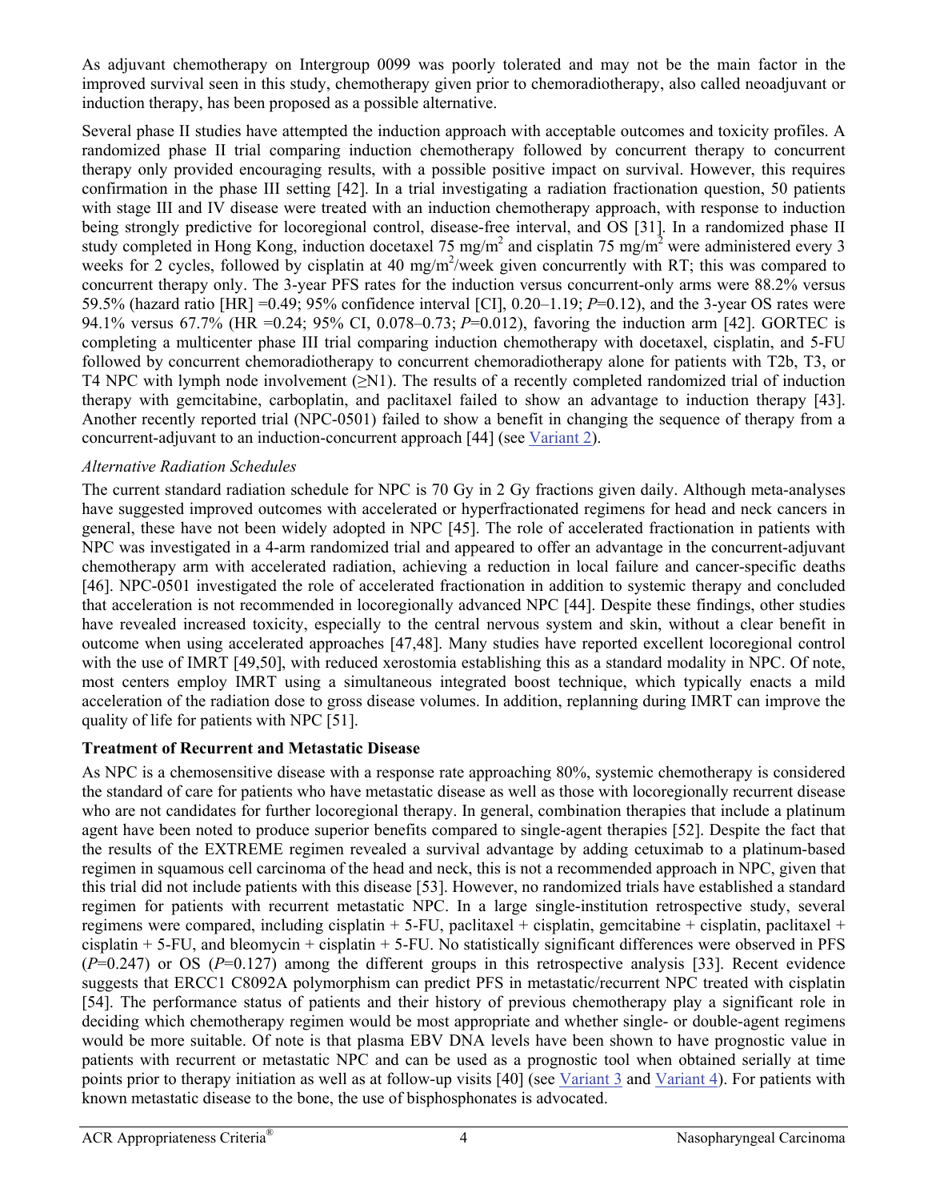As adjuvant chemotherapy on Intergroup 0099 was poorly tolerated and may not be the main factor in the improved survival seen in this study, chemotherapy given prior to chemoradiotherapy, also called neoadjuvant or induction therapy, has been proposed as a possible alternative.

Several phase II studies have attempted the induction approach with acceptable outcomes and toxicity profiles. A randomized phase II trial comparing induction chemotherapy followed by concurrent therapy to concurrent therapy only provided encouraging results, with a possible positive impact on survival. However, this requires confirmation in the phase III setting [42]. In a trial investigating a radiation fractionation question, 50 patients with stage III and IV disease were treated with an induction chemotherapy approach, with response to induction being strongly predictive for locoregional control, disease-free interval, and OS [31]. In a randomized phase II study completed in Hong Kong, induction docetaxel 75 mg/m$^2$ and cisplatin 75 mg/m$^2$ were administered every 3 weeks for 2 cycles, followed by cisplatin at 40 mg/m$^2$/week given concurrently with RT; this was compared to concurrent therapy only. The 3-year PFS rates for the induction versus concurrent-only arms were 88.2% versus 59.5% (hazard ratio [HR] =0.49; 95% confidence interval [CI], 0.20–1.19; $P$=0.12), and the 3-year OS rates were 94.1% versus 67.7% (HR =0.24; 95% CI, 0.078–0.73; $P$=0.012), favoring the induction arm [42]. GORTEC is completing a multicenter phase III trial comparing induction chemotherapy with docetaxel, cisplatin, and 5-FU followed by concurrent chemoradiotherapy to concurrent chemoradiotherapy alone for patients with T2b, T3, or T4 NPC with lymph node involvement (≥N1). The results of a recently completed randomized trial of induction therapy with gemcitabine, carboplatin, and paclitaxel failed to show an advantage to induction therapy [43]. Another recently reported trial (NPC-0501) failed to show a benefit in changing the sequence of therapy from a concurrent-adjuvant to an induction-concurrent approach [44] (see Variant 2).

*Alternative Radiation Schedules*

The current standard radiation schedule for NPC is 70 Gy in 2 Gy fractions given daily. Although meta-analyses have suggested improved outcomes with accelerated or hyperfractionated regimens for head and neck cancers in general, these have not been widely adopted in NPC [45]. The role of accelerated fractionation in patients with NPC was investigated in a 4-arm randomized trial and appeared to offer an advantage in the concurrent-adjuvant chemotherapy arm with accelerated radiation, achieving a reduction in local failure and cancer-specific deaths [46]. NPC-0501 investigated the role of accelerated fractionation in addition to systemic therapy and concluded that acceleration is not recommended in locoregionally advanced NPC [44]. Despite these findings, other studies have revealed increased toxicity, especially to the central nervous system and skin, without a clear benefit in outcome when using accelerated approaches [47,48]. Many studies have reported excellent locoregional control with the use of IMRT [49,50], with reduced xerostomia establishing this as a standard modality in NPC. Of note, most centers employ IMRT using a simultaneous integrated boost technique, which typically enacts a mild acceleration of the radiation dose to gross disease volumes. In addition, replanning during IMRT can improve the quality of life for patients with NPC [51].

**Treatment of Recurrent and Metastatic Disease**

As NPC is a chemosensitive disease with a response rate approaching 80%, systemic chemotherapy is considered the standard of care for patients who have metastatic disease as well as those with locoregionally recurrent disease who are not candidates for further locoregional therapy. In general, combination therapies that include a platinum agent have been noted to produce superior benefits compared to single-agent therapies [52]. Despite the fact that the results of the EXTREME regimen revealed a survival advantage by adding cetuximab to a platinum-based regimen in squamous cell carcinoma of the head and neck, this is not a recommended approach in NPC, given that this trial did not include patients with this disease [53]. However, no randomized trials have established a standard regimen for patients with recurrent metastatic NPC. In a large single-institution retrospective study, several regimens were compared, including cisplatin + 5-FU, paclitaxel + cisplatin, gemcitabine + cisplatin, paclitaxel + cisplatin + 5-FU, and bleomycin + cisplatin + 5-FU. No statistically significant differences were observed in PFS ($P$=0.247) or OS ($P$=0.127) among the different groups in this retrospective analysis [33]. Recent evidence suggests that ERCC1 C8092A polymorphism can predict PFS in metastatic/recurrent NPC treated with cisplatin [54]. The performance status of patients and their history of previous chemotherapy play a significant role in deciding which chemotherapy regimen would be most appropriate and whether single- or double-agent regimens would be more suitable. Of note is that plasma EBV DNA levels have been shown to have prognostic value in patients with recurrent or metastatic NPC and can be used as a prognostic tool when obtained serially at time points prior to therapy initiation as well as at follow-up visits [40] (see Variant 3 and Variant 4). For patients with known metastatic disease to the bone, the use of bisphosphonates is advocated.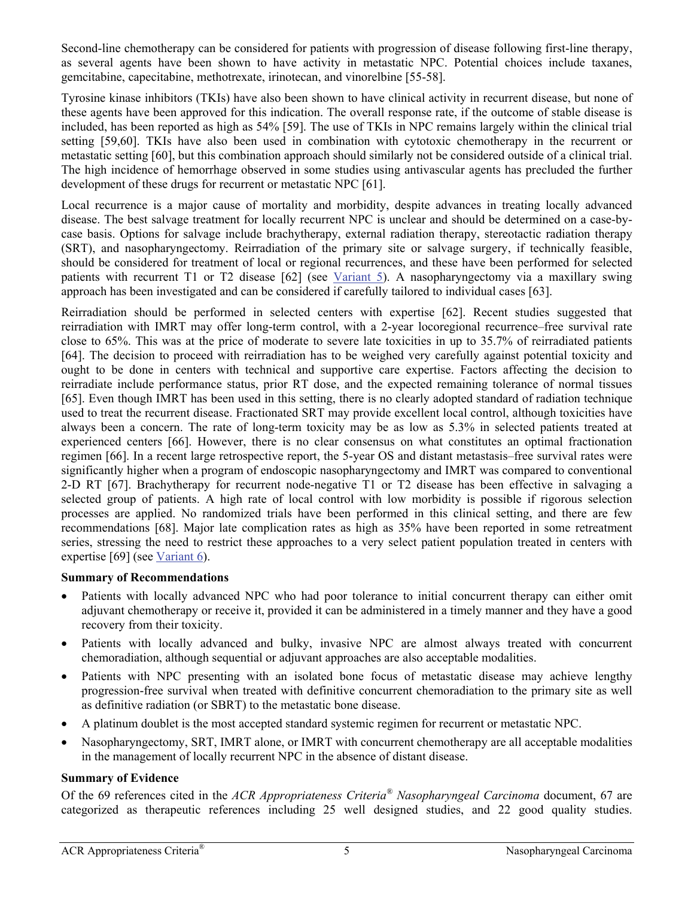Second-line chemotherapy can be considered for patients with progression of disease following first-line therapy, as several agents have been shown to have activity in metastatic NPC. Potential choices include taxanes, gemcitabine, capecitabine, methotrexate, irinotecan, and vinorelbine [55-58].

Tyrosine kinase inhibitors (TKIs) have also been shown to have clinical activity in recurrent disease, but none of these agents have been approved for this indication. The overall response rate, if the outcome of stable disease is included, has been reported as high as 54% [59]. The use of TKIs in NPC remains largely within the clinical trial setting [59,60]. TKIs have also been used in combination with cytotoxic chemotherapy in the recurrent or metastatic setting [60], but this combination approach should similarly not be considered outside of a clinical trial. The high incidence of hemorrhage observed in some studies using antivascular agents has precluded the further development of these drugs for recurrent or metastatic NPC [61].

Local recurrence is a major cause of mortality and morbidity, despite advances in treating locally advanced disease. The best salvage treatment for locally recurrent NPC is unclear and should be determined on a case-by-case basis. Options for salvage include brachytherapy, external radiation therapy, stereotactic radiation therapy (SRT), and nasopharyngectomy. Reirradiation of the primary site or salvage surgery, if technically feasible, should be considered for treatment of local or regional recurrences, and these have been performed for selected patients with recurrent T1 or T2 disease [62] (see Variant 5). A nasopharyngectomy via a maxillary swing approach has been investigated and can be considered if carefully tailored to individual cases [63].

Reirradiation should be performed in selected centers with expertise [62]. Recent studies suggested that reirradiation with IMRT may offer long-term control, with a 2-year locoregional recurrence–free survival rate close to 65%. This was at the price of moderate to severe late toxicities in up to 35.7% of reirradiated patients [64]. The decision to proceed with reirradiation has to be weighed very carefully against potential toxicity and ought to be done in centers with technical and supportive care expertise. Factors affecting the decision to reirradiate include performance status, prior RT dose, and the expected remaining tolerance of normal tissues [65]. Even though IMRT has been used in this setting, there is no clearly adopted standard of radiation technique used to treat the recurrent disease. Fractionated SRT may provide excellent local control, although toxicities have always been a concern. The rate of long-term toxicity may be as low as 5.3% in selected patients treated at experienced centers [66]. However, there is no clear consensus on what constitutes an optimal fractionation regimen [66]. In a recent large retrospective report, the 5-year OS and distant metastasis–free survival rates were significantly higher when a program of endoscopic nasopharyngectomy and IMRT was compared to conventional 2-D RT [67]. Brachytherapy for recurrent node-negative T1 or T2 disease has been effective in salvaging a selected group of patients. A high rate of local control with low morbidity is possible if rigorous selection processes are applied. No randomized trials have been performed in this clinical setting, and there are few recommendations [68]. Major late complication rates as high as 35% have been reported in some retreatment series, stressing the need to restrict these approaches to a very select patient population treated in centers with expertise [69] (see Variant 6).

### Summary of Recommendations

- Patients with locally advanced NPC who had poor tolerance to initial concurrent therapy can either omit adjuvant chemotherapy or receive it, provided it can be administered in a timely manner and they have a good recovery from their toxicity.
- Patients with locally advanced and bulky, invasive NPC are almost always treated with concurrent chemoradiation, although sequential or adjuvant approaches are also acceptable modalities.
- Patients with NPC presenting with an isolated bone focus of metastatic disease may achieve lengthy progression-free survival when treated with definitive concurrent chemoradiation to the primary site as well as definitive radiation (or SBRT) to the metastatic bone disease.
- A platinum doublet is the most accepted standard systemic regimen for recurrent or metastatic NPC.
- Nasopharyngectomy, SRT, IMRT alone, or IMRT with concurrent chemotherapy are all acceptable modalities in the management of locally recurrent NPC in the absence of distant disease.

### Summary of Evidence

Of the 69 references cited in the *ACR Appropriateness Criteria® Nasopharyngeal Carcinoma* document, 67 are categorized as therapeutic references including 25 well designed studies, and 22 good quality studies.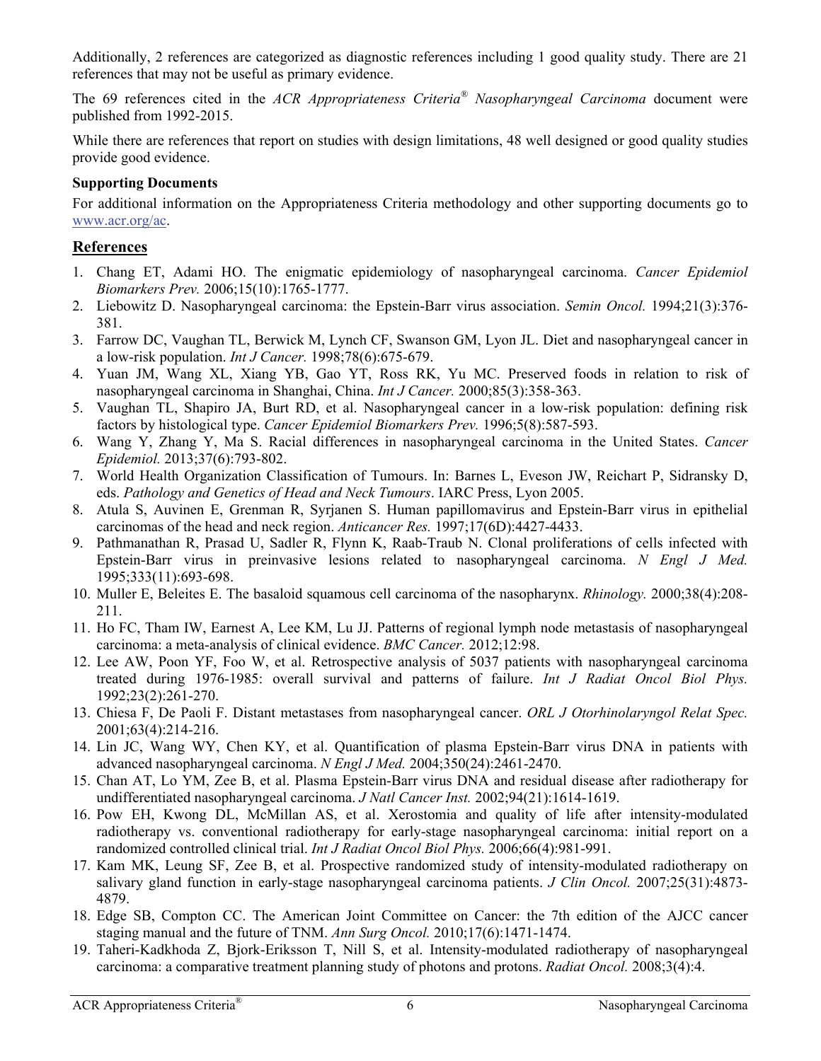Additionally, 2 references are categorized as diagnostic references including 1 good quality study. There are 21 references that may not be useful as primary evidence.

The 69 references cited in the *ACR Appropriateness Criteria® Nasopharyngeal Carcinoma* document were published from 1992-2015.

While there are references that report on studies with design limitations, 48 well designed or good quality studies provide good evidence.

**Supporting Documents**

For additional information on the Appropriateness Criteria methodology and other supporting documents go to www.acr.org/ac.

## References

1. Chang ET, Adami HO. The enigmatic epidemiology of nasopharyngeal carcinoma. *Cancer Epidemiol Biomarkers Prev.* 2006;15(10):1765-1777.
2. Liebowitz D. Nasopharyngeal carcinoma: the Epstein-Barr virus association. *Semin Oncol.* 1994;21(3):376-381.
3. Farrow DC, Vaughan TL, Berwick M, Lynch CF, Swanson GM, Lyon JL. Diet and nasopharyngeal cancer in a low-risk population. *Int J Cancer.* 1998;78(6):675-679.
4. Yuan JM, Wang XL, Xiang YB, Gao YT, Ross RK, Yu MC. Preserved foods in relation to risk of nasopharyngeal carcinoma in Shanghai, China. *Int J Cancer.* 2000;85(3):358-363.
5. Vaughan TL, Shapiro JA, Burt RD, et al. Nasopharyngeal cancer in a low-risk population: defining risk factors by histological type. *Cancer Epidemiol Biomarkers Prev.* 1996;5(8):587-593.
6. Wang Y, Zhang Y, Ma S. Racial differences in nasopharyngeal carcinoma in the United States. *Cancer Epidemiol.* 2013;37(6):793-802.
7. World Health Organization Classification of Tumours. In: Barnes L, Eveson JW, Reichart P, Sidransky D, eds. *Pathology and Genetics of Head and Neck Tumours*. IARC Press, Lyon 2005.
8. Atula S, Auvinen E, Grenman R, Syrjanen S. Human papillomavirus and Epstein-Barr virus in epithelial carcinomas of the head and neck region. *Anticancer Res.* 1997;17(6D):4427-4433.
9. Pathmanathan R, Prasad U, Sadler R, Flynn K, Raab-Traub N. Clonal proliferations of cells infected with Epstein-Barr virus in preinvasive lesions related to nasopharyngeal carcinoma. *N Engl J Med.* 1995;333(11):693-698.
10. Muller E, Beleites E. The basaloid squamous cell carcinoma of the nasopharynx. *Rhinology.* 2000;38(4):208-211.
11. Ho FC, Tham IW, Earnest A, Lee KM, Lu JJ. Patterns of regional lymph node metastasis of nasopharyngeal carcinoma: a meta-analysis of clinical evidence. *BMC Cancer.* 2012;12:98.
12. Lee AW, Poon YF, Foo W, et al. Retrospective analysis of 5037 patients with nasopharyngeal carcinoma treated during 1976-1985: overall survival and patterns of failure. *Int J Radiat Oncol Biol Phys.* 1992;23(2):261-270.
13. Chiesa F, De Paoli F. Distant metastases from nasopharyngeal cancer. *ORL J Otorhinolaryngol Relat Spec.* 2001;63(4):214-216.
14. Lin JC, Wang WY, Chen KY, et al. Quantification of plasma Epstein-Barr virus DNA in patients with advanced nasopharyngeal carcinoma. *N Engl J Med.* 2004;350(24):2461-2470.
15. Chan AT, Lo YM, Zee B, et al. Plasma Epstein-Barr virus DNA and residual disease after radiotherapy for undifferentiated nasopharyngeal carcinoma. *J Natl Cancer Inst.* 2002;94(21):1614-1619.
16. Pow EH, Kwong DL, McMillan AS, et al. Xerostomia and quality of life after intensity-modulated radiotherapy vs. conventional radiotherapy for early-stage nasopharyngeal carcinoma: initial report on a randomized controlled clinical trial. *Int J Radiat Oncol Biol Phys.* 2006;66(4):981-991.
17. Kam MK, Leung SF, Zee B, et al. Prospective randomized study of intensity-modulated radiotherapy on salivary gland function in early-stage nasopharyngeal carcinoma patients. *J Clin Oncol.* 2007;25(31):4873-4879.
18. Edge SB, Compton CC. The American Joint Committee on Cancer: the 7th edition of the AJCC cancer staging manual and the future of TNM. *Ann Surg Oncol.* 2010;17(6):1471-1474.
19. Taheri-Kadkhoda Z, Bjork-Eriksson T, Nill S, et al. Intensity-modulated radiotherapy of nasopharyngeal carcinoma: a comparative treatment planning study of photons and protons. *Radiat Oncol.* 2008;3(4):4.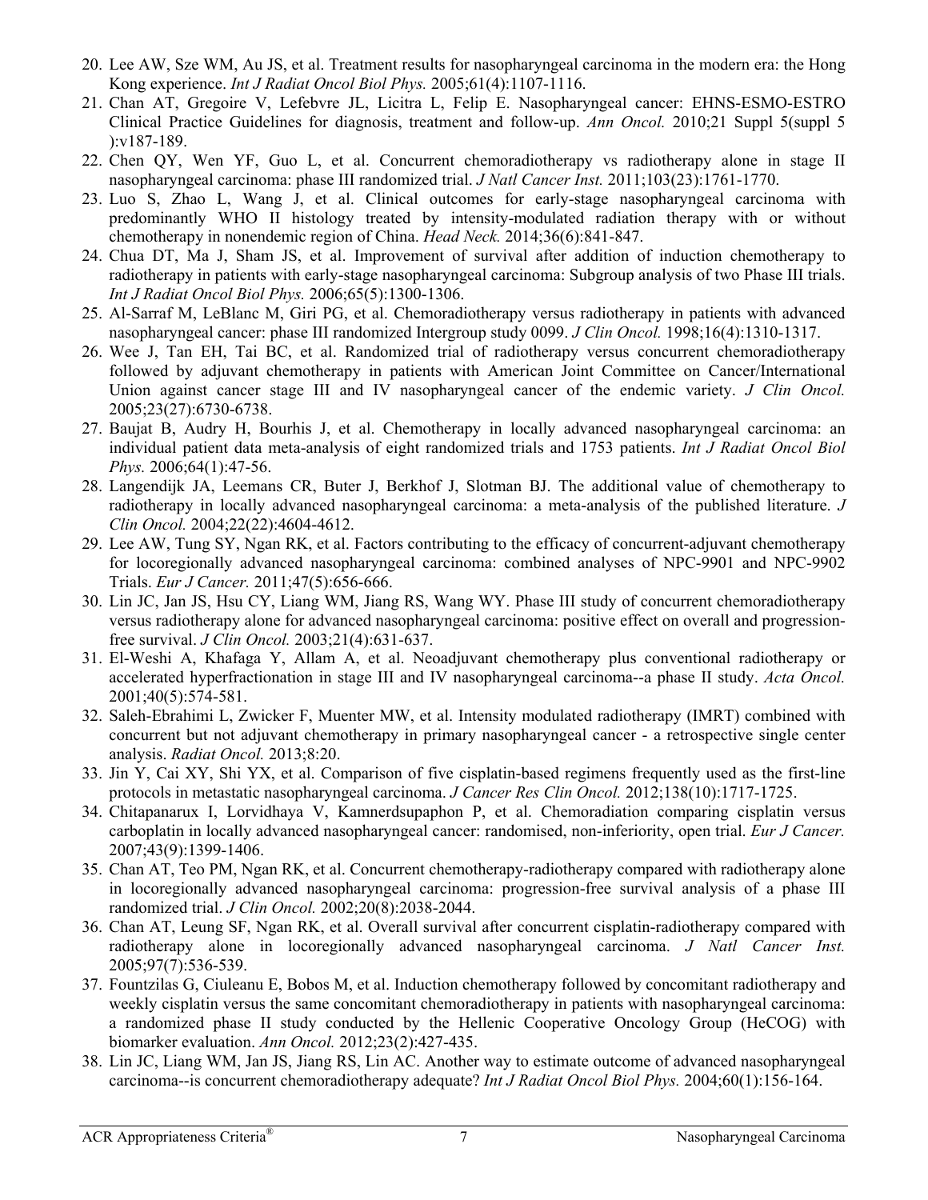20. Lee AW, Sze WM, Au JS, et al. Treatment results for nasopharyngeal carcinoma in the modern era: the Hong Kong experience. *Int J Radiat Oncol Biol Phys.* 2005;61(4):1107-1116.
21. Chan AT, Gregoire V, Lefebvre JL, Licitra L, Felip E. Nasopharyngeal cancer: EHNS-ESMO-ESTRO Clinical Practice Guidelines for diagnosis, treatment and follow-up. *Ann Oncol.* 2010;21 Suppl 5(suppl 5 ):v187-189.
22. Chen QY, Wen YF, Guo L, et al. Concurrent chemoradiotherapy vs radiotherapy alone in stage II nasopharyngeal carcinoma: phase III randomized trial. *J Natl Cancer Inst.* 2011;103(23):1761-1770.
23. Luo S, Zhao L, Wang J, et al. Clinical outcomes for early-stage nasopharyngeal carcinoma with predominantly WHO II histology treated by intensity-modulated radiation therapy with or without chemotherapy in nonendemic region of China. *Head Neck.* 2014;36(6):841-847.
24. Chua DT, Ma J, Sham JS, et al. Improvement of survival after addition of induction chemotherapy to radiotherapy in patients with early-stage nasopharyngeal carcinoma: Subgroup analysis of two Phase III trials. *Int J Radiat Oncol Biol Phys.* 2006;65(5):1300-1306.
25. Al-Sarraf M, LeBlanc M, Giri PG, et al. Chemoradiotherapy versus radiotherapy in patients with advanced nasopharyngeal cancer: phase III randomized Intergroup study 0099. *J Clin Oncol.* 1998;16(4):1310-1317.
26. Wee J, Tan EH, Tai BC, et al. Randomized trial of radiotherapy versus concurrent chemoradiotherapy followed by adjuvant chemotherapy in patients with American Joint Committee on Cancer/International Union against cancer stage III and IV nasopharyngeal cancer of the endemic variety. *J Clin Oncol.* 2005;23(27):6730-6738.
27. Baujat B, Audry H, Bourhis J, et al. Chemotherapy in locally advanced nasopharyngeal carcinoma: an individual patient data meta-analysis of eight randomized trials and 1753 patients. *Int J Radiat Oncol Biol Phys.* 2006;64(1):47-56.
28. Langendijk JA, Leemans CR, Buter J, Berkhof J, Slotman BJ. The additional value of chemotherapy to radiotherapy in locally advanced nasopharyngeal carcinoma: a meta-analysis of the published literature. *J Clin Oncol.* 2004;22(22):4604-4612.
29. Lee AW, Tung SY, Ngan RK, et al. Factors contributing to the efficacy of concurrent-adjuvant chemotherapy for locoregionally advanced nasopharyngeal carcinoma: combined analyses of NPC-9901 and NPC-9902 Trials. *Eur J Cancer.* 2011;47(5):656-666.
30. Lin JC, Jan JS, Hsu CY, Liang WM, Jiang RS, Wang WY. Phase III study of concurrent chemoradiotherapy versus radiotherapy alone for advanced nasopharyngeal carcinoma: positive effect on overall and progression-free survival. *J Clin Oncol.* 2003;21(4):631-637.
31. El-Weshi A, Khafaga Y, Allam A, et al. Neoadjuvant chemotherapy plus conventional radiotherapy or accelerated hyperfractionation in stage III and IV nasopharyngeal carcinoma--a phase II study. *Acta Oncol.* 2001;40(5):574-581.
32. Saleh-Ebrahimi L, Zwicker F, Muenter MW, et al. Intensity modulated radiotherapy (IMRT) combined with concurrent but not adjuvant chemotherapy in primary nasopharyngeal cancer - a retrospective single center analysis. *Radiat Oncol.* 2013;8:20.
33. Jin Y, Cai XY, Shi YX, et al. Comparison of five cisplatin-based regimens frequently used as the first-line protocols in metastatic nasopharyngeal carcinoma. *J Cancer Res Clin Oncol.* 2012;138(10):1717-1725.
34. Chitapanarux I, Lorvidhaya V, Kamnerdsupaphon P, et al. Chemoradiation comparing cisplatin versus carboplatin in locally advanced nasopharyngeal cancer: randomised, non-inferiority, open trial. *Eur J Cancer.* 2007;43(9):1399-1406.
35. Chan AT, Teo PM, Ngan RK, et al. Concurrent chemotherapy-radiotherapy compared with radiotherapy alone in locoregionally advanced nasopharyngeal carcinoma: progression-free survival analysis of a phase III randomized trial. *J Clin Oncol.* 2002;20(8):2038-2044.
36. Chan AT, Leung SF, Ngan RK, et al. Overall survival after concurrent cisplatin-radiotherapy compared with radiotherapy alone in locoregionally advanced nasopharyngeal carcinoma. *J Natl Cancer Inst.* 2005;97(7):536-539.
37. Fountzilas G, Ciuleanu E, Bobos M, et al. Induction chemotherapy followed by concomitant radiotherapy and weekly cisplatin versus the same concomitant chemoradiotherapy in patients with nasopharyngeal carcinoma: a randomized phase II study conducted by the Hellenic Cooperative Oncology Group (HeCOG) with biomarker evaluation. *Ann Oncol.* 2012;23(2):427-435.
38. Lin JC, Liang WM, Jan JS, Jiang RS, Lin AC. Another way to estimate outcome of advanced nasopharyngeal carcinoma--is concurrent chemoradiotherapy adequate? *Int J Radiat Oncol Biol Phys.* 2004;60(1):156-164.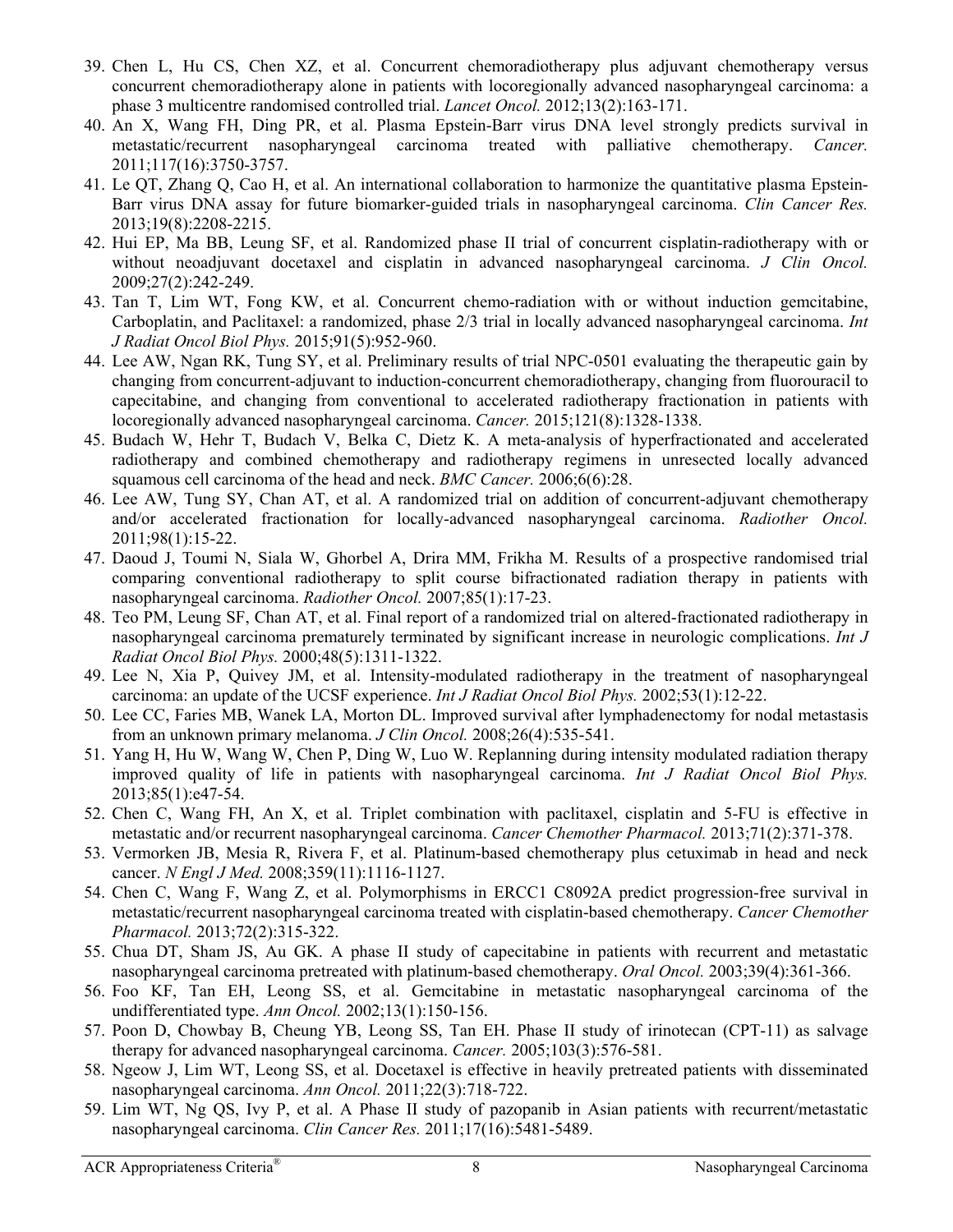39. Chen L, Hu CS, Chen XZ, et al. Concurrent chemoradiotherapy plus adjuvant chemotherapy versus concurrent chemoradiotherapy alone in patients with locoregionally advanced nasopharyngeal carcinoma: a phase 3 multicentre randomised controlled trial. *Lancet Oncol.* 2012;13(2):163-171.
40. An X, Wang FH, Ding PR, et al. Plasma Epstein-Barr virus DNA level strongly predicts survival in metastatic/recurrent nasopharyngeal carcinoma treated with palliative chemotherapy. *Cancer.* 2011;117(16):3750-3757.
41. Le QT, Zhang Q, Cao H, et al. An international collaboration to harmonize the quantitative plasma Epstein-Barr virus DNA assay for future biomarker-guided trials in nasopharyngeal carcinoma. *Clin Cancer Res.* 2013;19(8):2208-2215.
42. Hui EP, Ma BB, Leung SF, et al. Randomized phase II trial of concurrent cisplatin-radiotherapy with or without neoadjuvant docetaxel and cisplatin in advanced nasopharyngeal carcinoma. *J Clin Oncol.* 2009;27(2):242-249.
43. Tan T, Lim WT, Fong KW, et al. Concurrent chemo-radiation with or without induction gemcitabine, Carboplatin, and Paclitaxel: a randomized, phase 2/3 trial in locally advanced nasopharyngeal carcinoma. *Int J Radiat Oncol Biol Phys.* 2015;91(5):952-960.
44. Lee AW, Ngan RK, Tung SY, et al. Preliminary results of trial NPC-0501 evaluating the therapeutic gain by changing from concurrent-adjuvant to induction-concurrent chemoradiotherapy, changing from fluorouracil to capecitabine, and changing from conventional to accelerated radiotherapy fractionation in patients with locoregionally advanced nasopharyngeal carcinoma. *Cancer.* 2015;121(8):1328-1338.
45. Budach W, Hehr T, Budach V, Belka C, Dietz K. A meta-analysis of hyperfractionated and accelerated radiotherapy and combined chemotherapy and radiotherapy regimens in unresected locally advanced squamous cell carcinoma of the head and neck. *BMC Cancer.* 2006;6(6):28.
46. Lee AW, Tung SY, Chan AT, et al. A randomized trial on addition of concurrent-adjuvant chemotherapy and/or accelerated fractionation for locally-advanced nasopharyngeal carcinoma. *Radiother Oncol.* 2011;98(1):15-22.
47. Daoud J, Toumi N, Siala W, Ghorbel A, Drira MM, Frikha M. Results of a prospective randomised trial comparing conventional radiotherapy to split course bifractionated radiation therapy in patients with nasopharyngeal carcinoma. *Radiother Oncol.* 2007;85(1):17-23.
48. Teo PM, Leung SF, Chan AT, et al. Final report of a randomized trial on altered-fractionated radiotherapy in nasopharyngeal carcinoma prematurely terminated by significant increase in neurologic complications. *Int J Radiat Oncol Biol Phys.* 2000;48(5):1311-1322.
49. Lee N, Xia P, Quivey JM, et al. Intensity-modulated radiotherapy in the treatment of nasopharyngeal carcinoma: an update of the UCSF experience. *Int J Radiat Oncol Biol Phys.* 2002;53(1):12-22.
50. Lee CC, Faries MB, Wanek LA, Morton DL. Improved survival after lymphadenectomy for nodal metastasis from an unknown primary melanoma. *J Clin Oncol.* 2008;26(4):535-541.
51. Yang H, Hu W, Wang W, Chen P, Ding W, Luo W. Replanning during intensity modulated radiation therapy improved quality of life in patients with nasopharyngeal carcinoma. *Int J Radiat Oncol Biol Phys.* 2013;85(1):e47-54.
52. Chen C, Wang FH, An X, et al. Triplet combination with paclitaxel, cisplatin and 5-FU is effective in metastatic and/or recurrent nasopharyngeal carcinoma. *Cancer Chemother Pharmacol.* 2013;71(2):371-378.
53. Vermorken JB, Mesia R, Rivera F, et al. Platinum-based chemotherapy plus cetuximab in head and neck cancer. *N Engl J Med.* 2008;359(11):1116-1127.
54. Chen C, Wang F, Wang Z, et al. Polymorphisms in ERCC1 C8092A predict progression-free survival in metastatic/recurrent nasopharyngeal carcinoma treated with cisplatin-based chemotherapy. *Cancer Chemother Pharmacol.* 2013;72(2):315-322.
55. Chua DT, Sham JS, Au GK. A phase II study of capecitabine in patients with recurrent and metastatic nasopharyngeal carcinoma pretreated with platinum-based chemotherapy. *Oral Oncol.* 2003;39(4):361-366.
56. Foo KF, Tan EH, Leong SS, et al. Gemcitabine in metastatic nasopharyngeal carcinoma of the undifferentiated type. *Ann Oncol.* 2002;13(1):150-156.
57. Poon D, Chowbay B, Cheung YB, Leong SS, Tan EH. Phase II study of irinotecan (CPT-11) as salvage therapy for advanced nasopharyngeal carcinoma. *Cancer.* 2005;103(3):576-581.
58. Ngeow J, Lim WT, Leong SS, et al. Docetaxel is effective in heavily pretreated patients with disseminated nasopharyngeal carcinoma. *Ann Oncol.* 2011;22(3):718-722.
59. Lim WT, Ng QS, Ivy P, et al. A Phase II study of pazopanib in Asian patients with recurrent/metastatic nasopharyngeal carcinoma. *Clin Cancer Res.* 2011;17(16):5481-5489.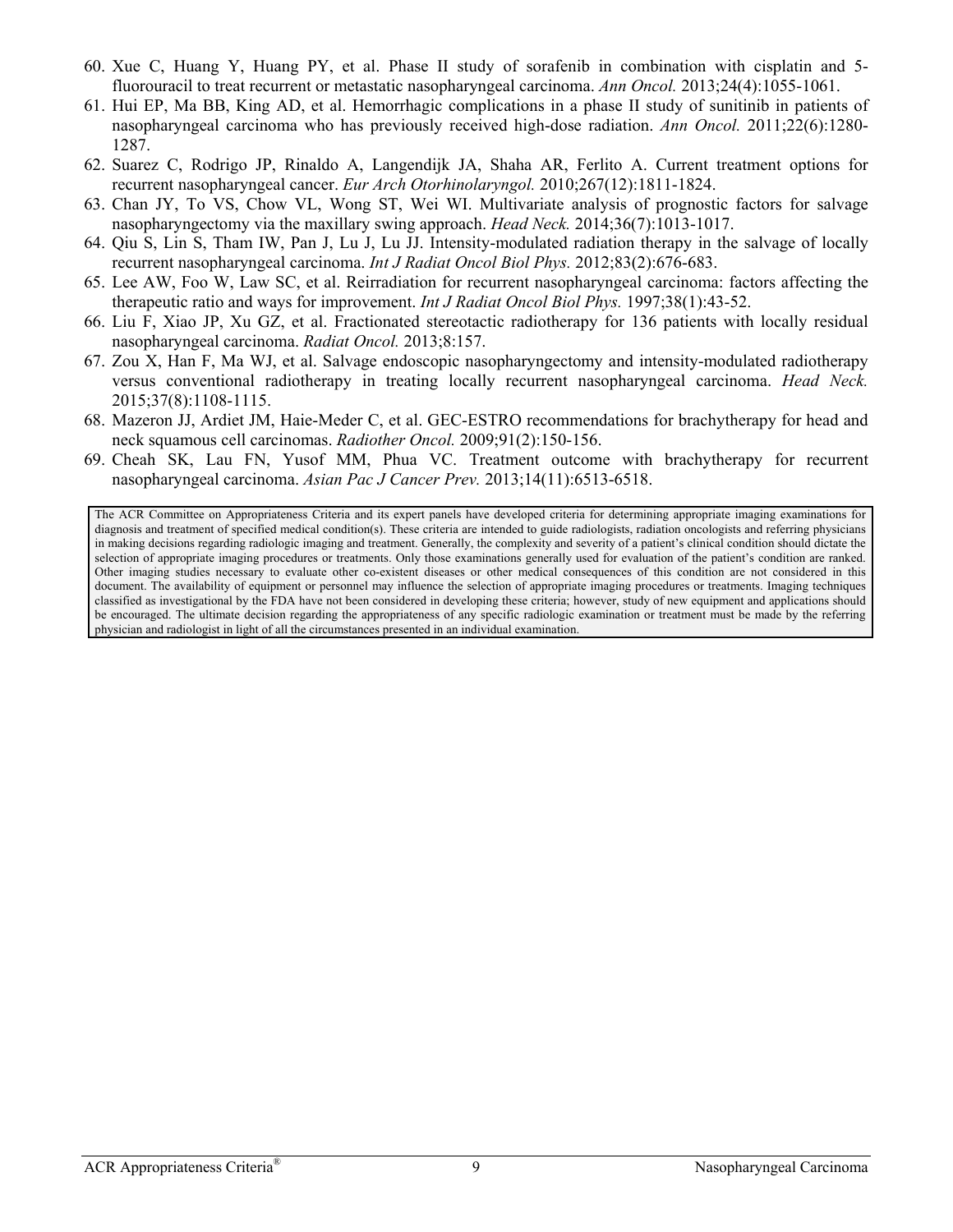60. Xue C, Huang Y, Huang PY, et al. Phase II study of sorafenib in combination with cisplatin and 5-fluorouracil to treat recurrent or metastatic nasopharyngeal carcinoma. *Ann Oncol.* 2013;24(4):1055-1061.
61. Hui EP, Ma BB, King AD, et al. Hemorrhagic complications in a phase II study of sunitinib in patients of nasopharyngeal carcinoma who has previously received high-dose radiation. *Ann Oncol.* 2011;22(6):1280-1287.
62. Suarez C, Rodrigo JP, Rinaldo A, Langendijk JA, Shaha AR, Ferlito A. Current treatment options for recurrent nasopharyngeal cancer. *Eur Arch Otorhinolaryngol.* 2010;267(12):1811-1824.
63. Chan JY, To VS, Chow VL, Wong ST, Wei WI. Multivariate analysis of prognostic factors for salvage nasopharyngectomy via the maxillary swing approach. *Head Neck.* 2014;36(7):1013-1017.
64. Qiu S, Lin S, Tham IW, Pan J, Lu J, Lu JJ. Intensity-modulated radiation therapy in the salvage of locally recurrent nasopharyngeal carcinoma. *Int J Radiat Oncol Biol Phys.* 2012;83(2):676-683.
65. Lee AW, Foo W, Law SC, et al. Reirradiation for recurrent nasopharyngeal carcinoma: factors affecting the therapeutic ratio and ways for improvement. *Int J Radiat Oncol Biol Phys.* 1997;38(1):43-52.
66. Liu F, Xiao JP, Xu GZ, et al. Fractionated stereotactic radiotherapy for 136 patients with locally residual nasopharyngeal carcinoma. *Radiat Oncol.* 2013;8:157.
67. Zou X, Han F, Ma WJ, et al. Salvage endoscopic nasopharyngectomy and intensity-modulated radiotherapy versus conventional radiotherapy in treating locally recurrent nasopharyngeal carcinoma. *Head Neck.* 2015;37(8):1108-1115.
68. Mazeron JJ, Ardiet JM, Haie-Meder C, et al. GEC-ESTRO recommendations for brachytherapy for head and neck squamous cell carcinomas. *Radiother Oncol.* 2009;91(2):150-156.
69. Cheah SK, Lau FN, Yusof MM, Phua VC. Treatment outcome with brachytherapy for recurrent nasopharyngeal carcinoma. *Asian Pac J Cancer Prev.* 2013;14(11):6513-6518.

The ACR Committee on Appropriateness Criteria and its expert panels have developed criteria for determining appropriate imaging examinations for diagnosis and treatment of specified medical condition(s). These criteria are intended to guide radiologists, radiation oncologists and referring physicians in making decisions regarding radiologic imaging and treatment. Generally, the complexity and severity of a patient's clinical condition should dictate the selection of appropriate imaging procedures or treatments. Only those examinations generally used for evaluation of the patient's condition are ranked. Other imaging studies necessary to evaluate other co-existent diseases or other medical consequences of this condition are not considered in this document. The availability of equipment or personnel may influence the selection of appropriate imaging procedures or treatments. Imaging techniques classified as investigational by the FDA have not been considered in developing these criteria; however, study of new equipment and applications should be encouraged. The ultimate decision regarding the appropriateness of any specific radiologic examination or treatment must be made by the referring physician and radiologist in light of all the circumstances presented in an individual examination.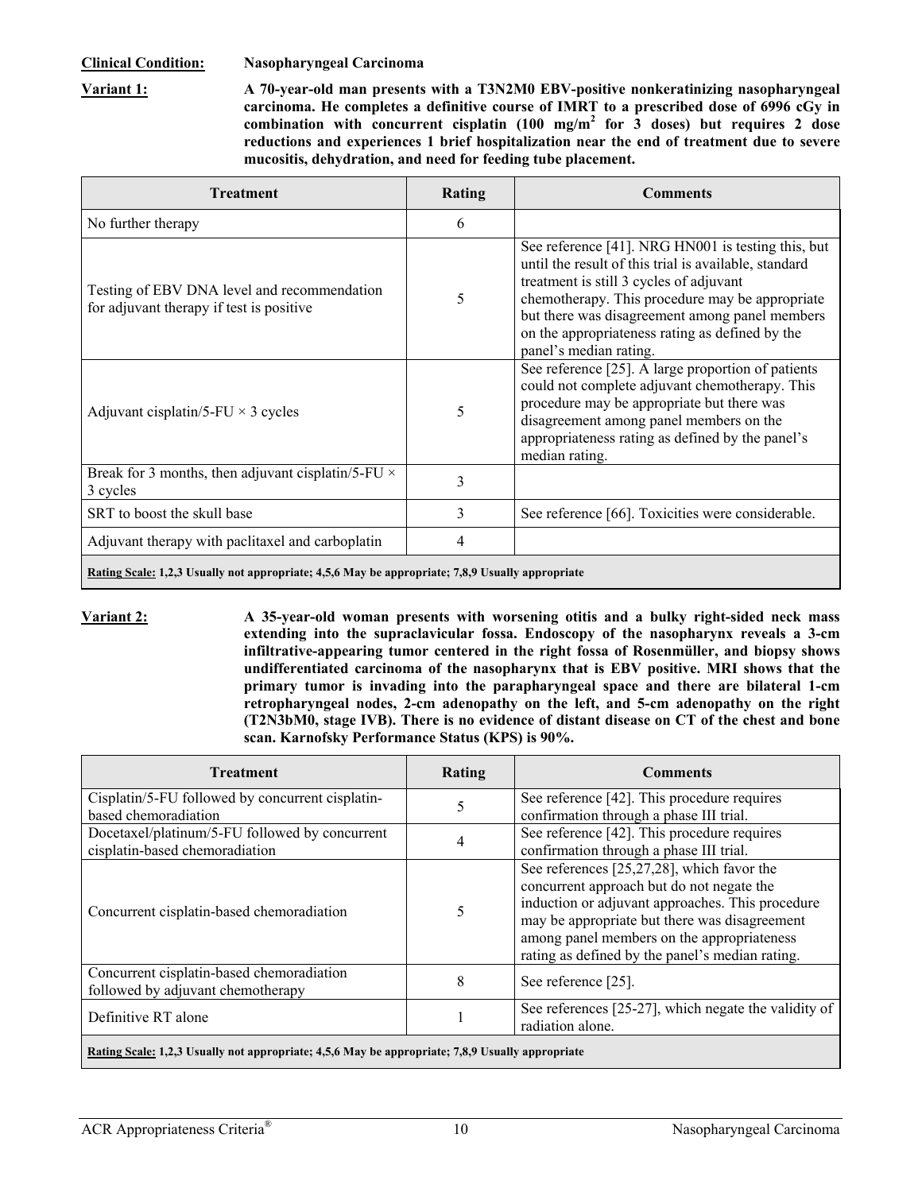**Clinical Condition:** **Nasopharyngeal Carcinoma**

**Variant 1:** **A 70-year-old man presents with a T3N2M0 EBV-positive nonkeratinizing nasopharyngeal carcinoma. He completes a definitive course of IMRT to a prescribed dose of 6996 cGy in combination with concurrent cisplatin (100 mg/m$^2$ for 3 doses) but requires 2 dose reductions and experiences 1 brief hospitalization near the end of treatment due to severe mucositis, dehydration, and need for feeding tube placement.**

| Treatment | Rating | Comments |
|---|---|---|
| No further therapy | 6 | |
| Testing of EBV DNA level and recommendation for adjuvant therapy if test is positive | 5 | See reference [41]. NRG HN001 is testing this, but until the result of this trial is available, standard treatment is still 3 cycles of adjuvant chemotherapy. This procedure may be appropriate but there was disagreement among panel members on the appropriateness rating as defined by the panel's median rating. |
| Adjuvant cisplatin/5-FU × 3 cycles | 5 | See reference [25]. A large proportion of patients could not complete adjuvant chemotherapy. This procedure may be appropriate but there was disagreement among panel members on the appropriateness rating as defined by the panel's median rating. |
| Break for 3 months, then adjuvant cisplatin/5-FU × 3 cycles | 3 | |
| SRT to boost the skull base | 3 | See reference [66]. Toxicities were considerable. |
| Adjuvant therapy with paclitaxel and carboplatin | 4 | |
| **Rating Scale: 1,2,3 Usually not appropriate; 4,5,6 May be appropriate; 7,8,9 Usually appropriate** | | |

**Variant 2:** **A 35-year-old woman presents with worsening otitis and a bulky right-sided neck mass extending into the supraclavicular fossa. Endoscopy of the nasopharynx reveals a 3-cm infiltrative-appearing tumor centered in the right fossa of Rosenmüller, and biopsy shows undifferentiated carcinoma of the nasopharynx that is EBV positive. MRI shows that the primary tumor is invading into the parapharyngeal space and there are bilateral 1-cm retropharyngeal nodes, 2-cm adenopathy on the left, and 5-cm adenopathy on the right (T2N3bM0, stage IVB). There is no evidence of distant disease on CT of the chest and bone scan. Karnofsky Performance Status (KPS) is 90%.**

| Treatment | Rating | Comments |
|---|---|---|
| Cisplatin/5-FU followed by concurrent cisplatin-based chemoradiation | 5 | See reference [42]. This procedure requires confirmation through a phase III trial. |
| Docetaxel/platinum/5-FU followed by concurrent cisplatin-based chemoradiation | 4 | See reference [42]. This procedure requires confirmation through a phase III trial. |
| Concurrent cisplatin-based chemoradiation | 5 | See references [25,27,28], which favor the concurrent approach but do not negate the induction or adjuvant approaches. This procedure may be appropriate but there was disagreement among panel members on the appropriateness rating as defined by the panel's median rating. |
| Concurrent cisplatin-based chemoradiation followed by adjuvant chemotherapy | 8 | See reference [25]. |
| Definitive RT alone | 1 | See references [25-27], which negate the validity of radiation alone. |
| **Rating Scale: 1,2,3 Usually not appropriate; 4,5,6 May be appropriate; 7,8,9 Usually appropriate** | | |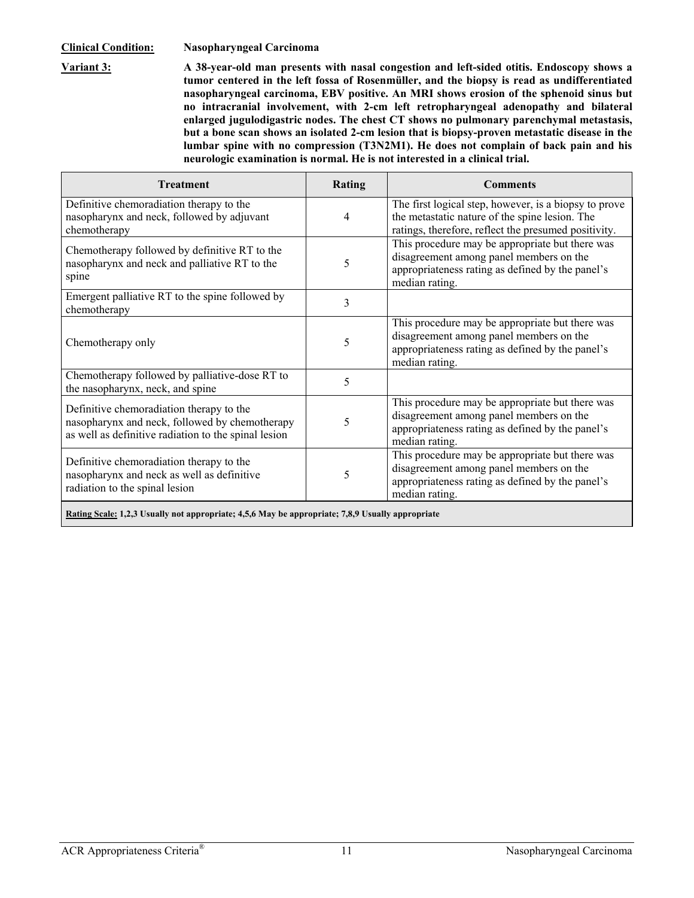**Clinical Condition:** **Nasopharyngeal Carcinoma**

**Variant 3:** **A 38-year-old man presents with nasal congestion and left-sided otitis. Endoscopy shows a tumor centered in the left fossa of Rosenmüller, and the biopsy is read as undifferentiated nasopharyngeal carcinoma, EBV positive. An MRI shows erosion of the sphenoid sinus but no intracranial involvement, with 2-cm left retropharyngeal adenopathy and bilateral enlarged jugulodigastric nodes. The chest CT shows no pulmonary parenchymal metastasis, but a bone scan shows an isolated 2-cm lesion that is biopsy-proven metastatic disease in the lumbar spine with no compression (T3N2M1). He does not complain of back pain and his neurologic examination is normal. He is not interested in a clinical trial.**

| Treatment | Rating | Comments |
|---|---|---|
| Definitive chemoradiation therapy to the nasopharynx and neck, followed by adjuvant chemotherapy | 4 | The first logical step, however, is a biopsy to prove the metastatic nature of the spine lesion. The ratings, therefore, reflect the presumed positivity. |
| Chemotherapy followed by definitive RT to the nasopharynx and neck and palliative RT to the spine | 5 | This procedure may be appropriate but there was disagreement among panel members on the appropriateness rating as defined by the panel's median rating. |
| Emergent palliative RT to the spine followed by chemotherapy | 3 | |
| Chemotherapy only | 5 | This procedure may be appropriate but there was disagreement among panel members on the appropriateness rating as defined by the panel's median rating. |
| Chemotherapy followed by palliative-dose RT to the nasopharynx, neck, and spine | 5 | |
| Definitive chemoradiation therapy to the nasopharynx and neck, followed by chemotherapy as well as definitive radiation to the spinal lesion | 5 | This procedure may be appropriate but there was disagreement among panel members on the appropriateness rating as defined by the panel's median rating. |
| Definitive chemoradiation therapy to the nasopharynx and neck as well as definitive radiation to the spinal lesion | 5 | This procedure may be appropriate but there was disagreement among panel members on the appropriateness rating as defined by the panel's median rating. |
| **Rating Scale: 1,2,3 Usually not appropriate; 4,5,6 May be appropriate; 7,8,9 Usually appropriate** | | |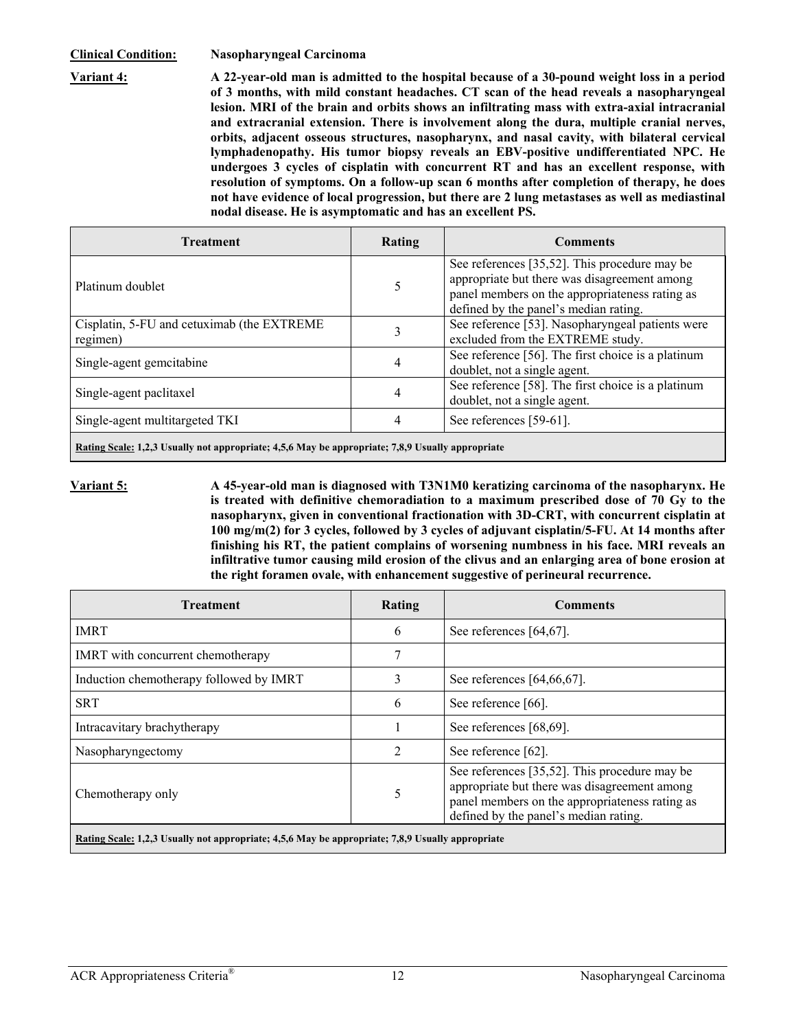**Clinical Condition:** **Nasopharyngeal Carcinoma**

**Variant 4:** **A 22-year-old man is admitted to the hospital because of a 30-pound weight loss in a period of 3 months, with mild constant headaches. CT scan of the head reveals a nasopharyngeal lesion. MRI of the brain and orbits shows an infiltrating mass with extra-axial intracranial and extracranial extension. There is involvement along the dura, multiple cranial nerves, orbits, adjacent osseous structures, nasopharynx, and nasal cavity, with bilateral cervical lymphadenopathy. His tumor biopsy reveals an EBV-positive undifferentiated NPC. He undergoes 3 cycles of cisplatin with concurrent RT and has an excellent response, with resolution of symptoms. On a follow-up scan 6 months after completion of therapy, he does not have evidence of local progression, but there are 2 lung metastases as well as mediastinal nodal disease. He is asymptomatic and has an excellent PS.**

| Treatment | Rating | Comments |
|---|---|---|
| Platinum doublet | 5 | See references [35,52]. This procedure may be appropriate but there was disagreement among panel members on the appropriateness rating as defined by the panel's median rating. |
| Cisplatin, 5-FU and cetuximab (the EXTREME regimen) | 3 | See reference [53]. Nasopharyngeal patients were excluded from the EXTREME study. |
| Single-agent gemcitabine | 4 | See reference [56]. The first choice is a platinum doublet, not a single agent. |
| Single-agent paclitaxel | 4 | See reference [58]. The first choice is a platinum doublet, not a single agent. |
| Single-agent multitargeted TKI | 4 | See references [59-61]. |
| **Rating Scale:** 1,2,3 Usually not appropriate; 4,5,6 May be appropriate; 7,8,9 Usually appropriate | | |

**Variant 5:** **A 45-year-old man is diagnosed with T3N1M0 keratizing carcinoma of the nasopharynx. He is treated with definitive chemoradiation to a maximum prescribed dose of 70 Gy to the nasopharynx, given in conventional fractionation with 3D-CRT, with concurrent cisplatin at 100 mg/m(2) for 3 cycles, followed by 3 cycles of adjuvant cisplatin/5-FU. At 14 months after finishing his RT, the patient complains of worsening numbness in his face. MRI reveals an infiltrative tumor causing mild erosion of the clivus and an enlarging area of bone erosion at the right foramen ovale, with enhancement suggestive of perineural recurrence.**

| Treatment | Rating | Comments |
|---|---|---|
| IMRT | 6 | See references [64,67]. |
| IMRT with concurrent chemotherapy | 7 | |
| Induction chemotherapy followed by IMRT | 3 | See references [64,66,67]. |
| SRT | 6 | See reference [66]. |
| Intracavitary brachytherapy | 1 | See references [68,69]. |
| Nasopharyngectomy | 2 | See reference [62]. |
| Chemotherapy only | 5 | See references [35,52]. This procedure may be appropriate but there was disagreement among panel members on the appropriateness rating as defined by the panel's median rating. |
| **Rating Scale:** 1,2,3 Usually not appropriate; 4,5,6 May be appropriate; 7,8,9 Usually appropriate | | |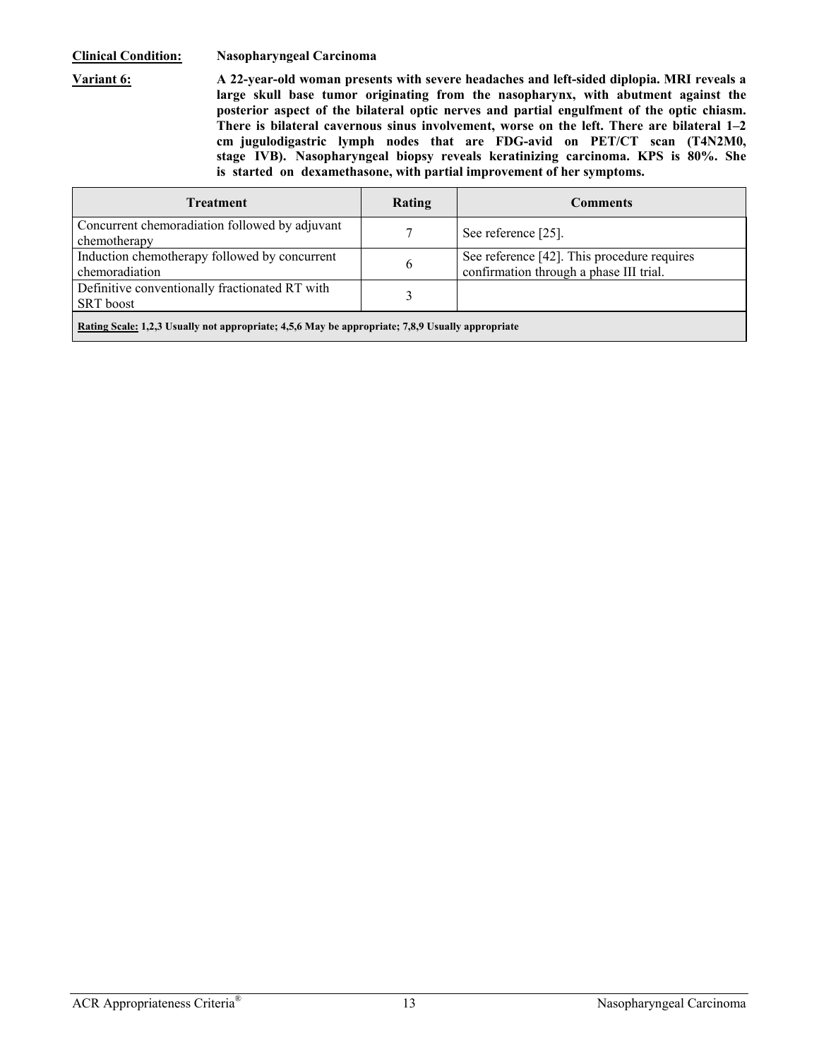**Clinical Condition:** **Nasopharyngeal Carcinoma**

**Variant 6:** **A 22-year-old woman presents with severe headaches and left-sided diplopia. MRI reveals a large skull base tumor originating from the nasopharynx, with abutment against the posterior aspect of the bilateral optic nerves and partial engulfment of the optic chiasm. There is bilateral cavernous sinus involvement, worse on the left. There are bilateral 1–2 cm jugulodigastric lymph nodes that are FDG-avid on PET/CT scan (T4N2M0, stage IVB). Nasopharyngeal biopsy reveals keratinizing carcinoma. KPS is 80%. She is started on dexamethasone, with partial improvement of her symptoms.**

| Treatment | Rating | Comments |
|---|---|---|
| Concurrent chemoradiation followed by adjuvant chemotherapy | 7 | See reference [25]. |
| Induction chemotherapy followed by concurrent chemoradiation | 6 | See reference [42]. This procedure requires confirmation through a phase III trial. |
| Definitive conventionally fractionated RT with SRT boost | 3 | |

**Rating Scale: 1,2,3 Usually not appropriate; 4,5,6 May be appropriate; 7,8,9 Usually appropriate**